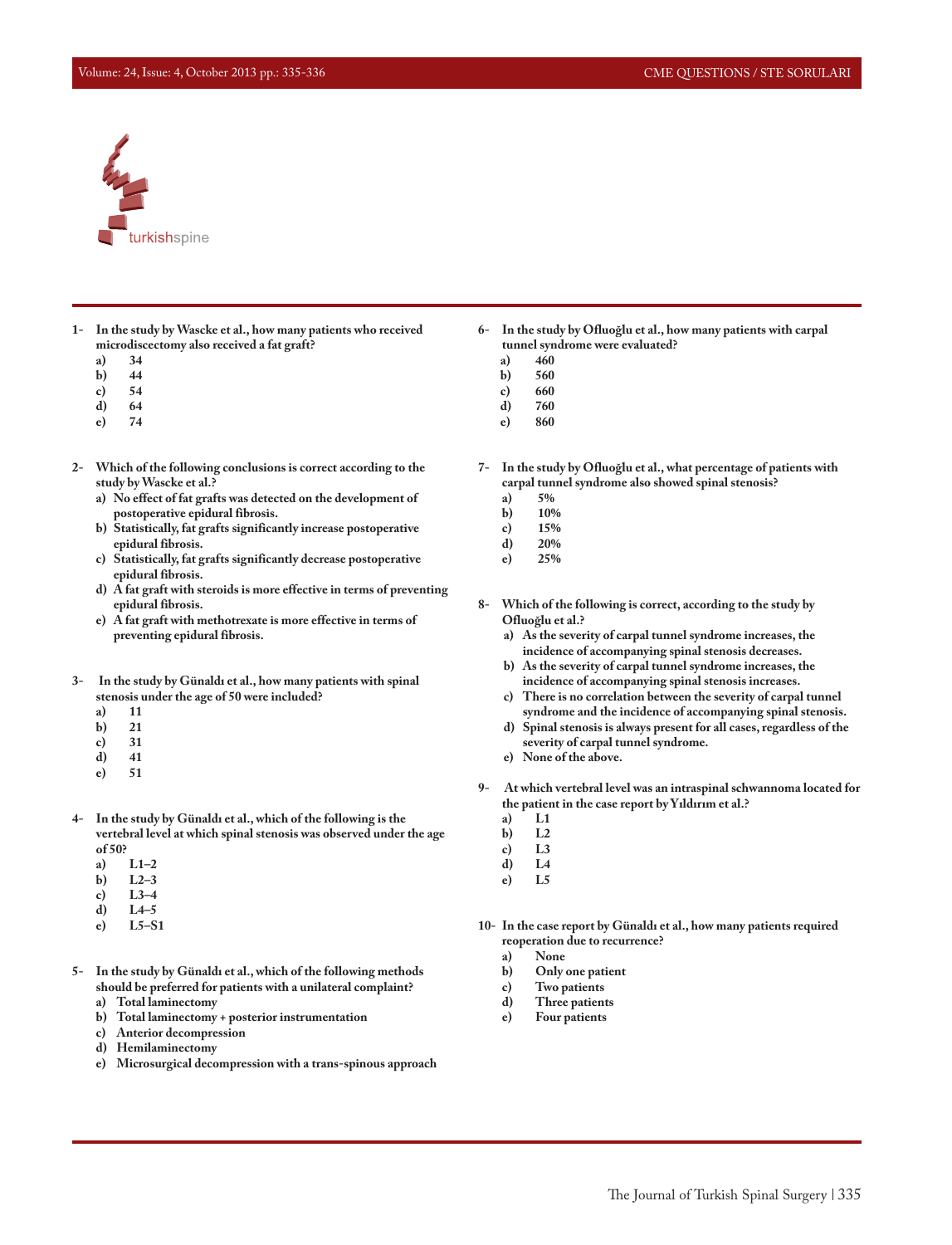turkishspine

1- **In the study by Wascke et al., how many patients who received microdiscectomy also received a fat graft?**
   - a) 34
   - b) 44
   - c) 54
   - d) 64
   - e) 74

2- **Which of the following conclusions is correct according to the study by Wascke et al.?**
   - a) No effect of fat grafts was detected on the development of postoperative epidural fibrosis.
   - b) Statistically, fat grafts significantly increase postoperative epidural fibrosis.
   - c) Statistically, fat grafts significantly decrease postoperative epidural fibrosis.
   - d) A fat graft with steroids is more effective in terms of preventing epidural fibrosis.
   - e) A fat graft with methotrexate is more effective in terms of preventing epidural fibrosis.

3- **In the study by Günaldı et al., how many patients with spinal stenosis under the age of 50 were included?**
   - a) 11
   - b) 21
   - c) 31
   - d) 41
   - e) 51

4- **In the study by Günaldı et al., which of the following is the vertebral level at which spinal stenosis was observed under the age of 50?**
   - a) L1–2
   - b) L2–3
   - c) L3–4
   - d) L4–5
   - e) L5–S1

5- **In the study by Günaldı et al., which of the following methods should be preferred for patients with a unilateral complaint?**
   - a) Total laminectomy
   - b) Total laminectomy + posterior instrumentation
   - c) Anterior decompression
   - d) Hemilaminectomy
   - e) Microsurgical decompression with a trans-spinous approach

6- **In the study by Ofluoğlu et al., how many patients with carpal tunnel syndrome were evaluated?**
   - a) 460
   - b) 560
   - c) 660
   - d) 760
   - e) 860

7- **In the study by Ofluoğlu et al., what percentage of patients with carpal tunnel syndrome also showed spinal stenosis?**
   - a) 5%
   - b) 10%
   - c) 15%
   - d) 20%
   - e) 25%

8- **Which of the following is correct, according to the study by Ofluoğlu et al.?**
   - a) As the severity of carpal tunnel syndrome increases, the incidence of accompanying spinal stenosis decreases.
   - b) As the severity of carpal tunnel syndrome increases, the incidence of accompanying spinal stenosis increases.
   - c) There is no correlation between the severity of carpal tunnel syndrome and the incidence of accompanying spinal stenosis.
   - d) Spinal stenosis is always present for all cases, regardless of the severity of carpal tunnel syndrome.
   - e) None of the above.

9- **At which vertebral level was an intraspinal schwannoma located for the patient in the case report by Yıldırım et al.?**
   - a) L1
   - b) L2
   - c) L3
   - d) L4
   - e) L5

10- **In the case report by Günaldı et al., how many patients required reoperation due to recurrence?**
   - a) None
   - b) Only one patient
   - c) Two patients
   - d) Three patients
   - e) Four patients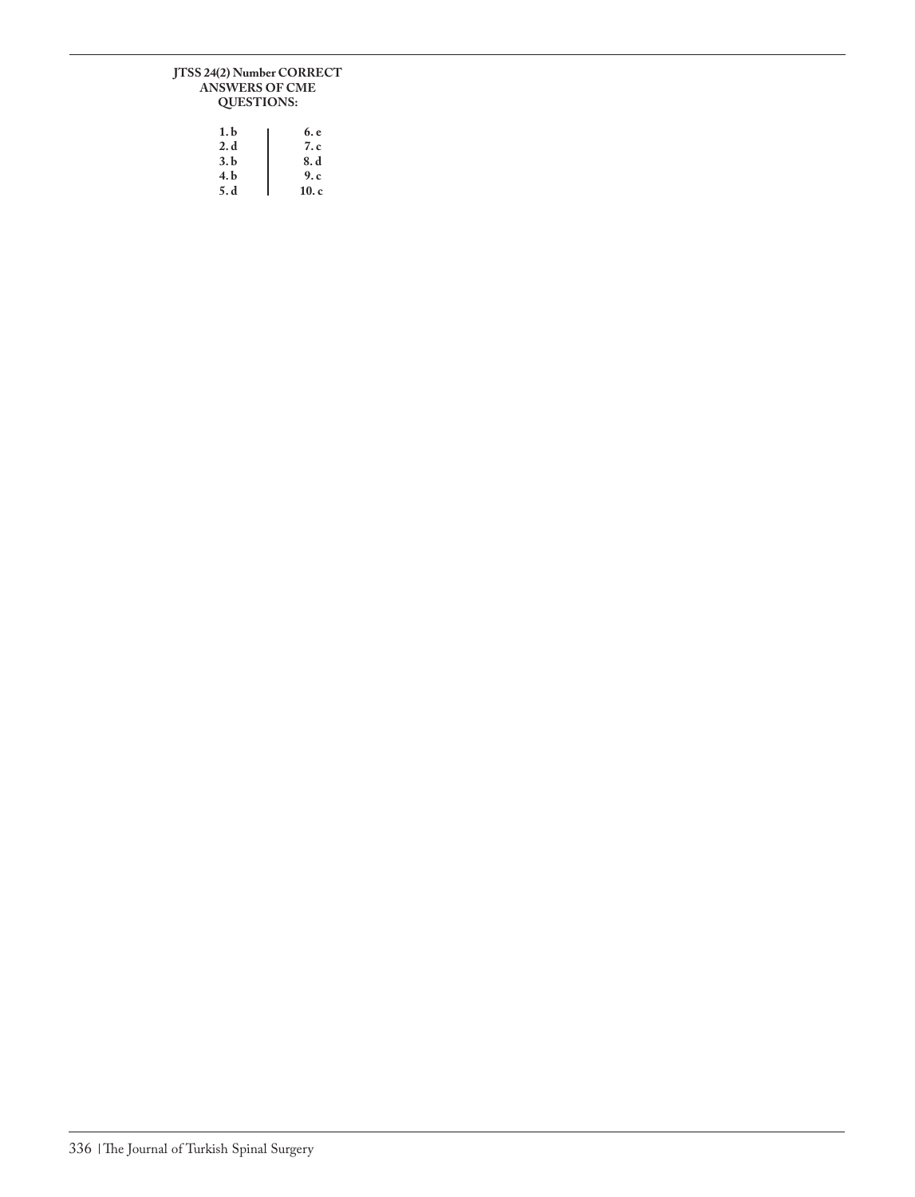**JTSS 24(2) Number CORRECT ANSWERS OF CME QUESTIONS:**

| | |
|---|---|
| **1. b** | **6. e** |
| **2. d** | **7. c** |
| **3. b** | **8. d** |
| **4. b** | **9. c** |
| **5. d** | **10. c** |